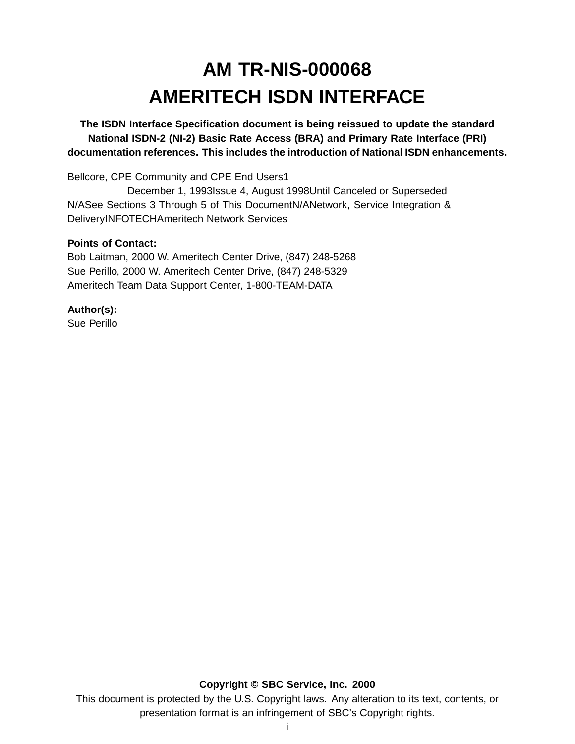# AM TR-NIS-000068

# AMERITECH ISDN INTERFACE

**The ISDN Interface Specification document is being reissued to update the standard National ISDN-2 (NI-2) Basic Rate Access (BRA) and Primary Rate Interface (PRI) documentation references. This includes the introduction of National ISDN enhancements.**

Bellcore, CPE Community and CPE End Users1
December 1, 1993Issue 4, August 1998Until Canceled or Superseded
N/ASee Sections 3 Through 5 of This DocumentN/ANetwork, Service Integration & DeliveryINFOTECHAmeritech Network Services

**Points of Contact:**
Bob Laitman, 2000 W. Ameritech Center Drive, (847) 248-5268
Sue Perillo, 2000 W. Ameritech Center Drive, (847) 248-5329
Ameritech Team Data Support Center, 1-800-TEAM-DATA

**Author(s):**
Sue Perillo

**Copyright © SBC Service, Inc. 2000**
This document is protected by the U.S. Copyright laws. Any alteration to its text, contents, or presentation format is an infringement of SBC's Copyright rights.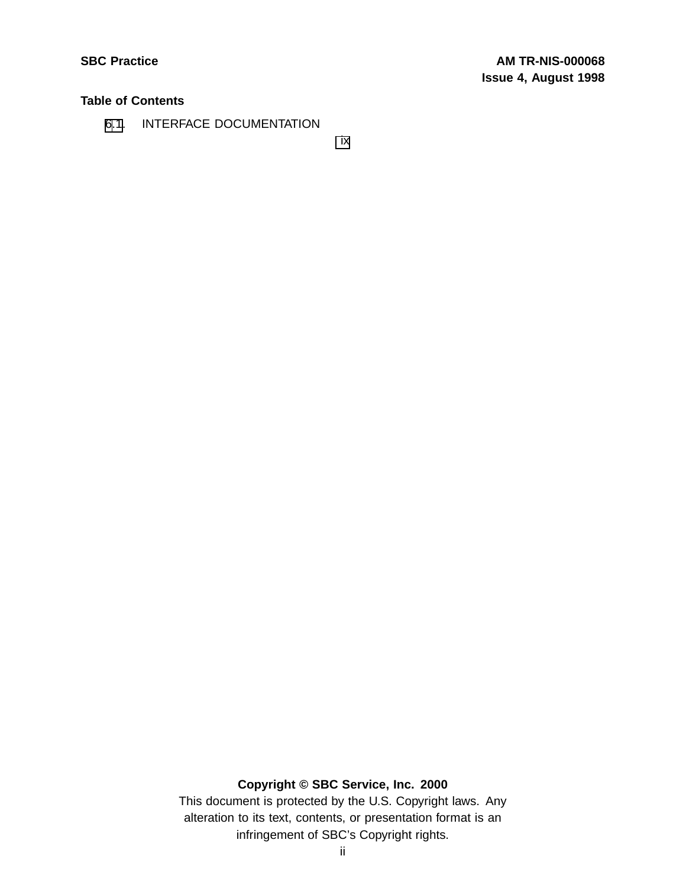**Table of Contents**

6.1. INTERFACE DOCUMENTATION ix

**Copyright © SBC Service, Inc. 2000**

This document is protected by the U.S. Copyright laws. Any alteration to its text, contents, or presentation format is an infringement of SBC's Copyright rights.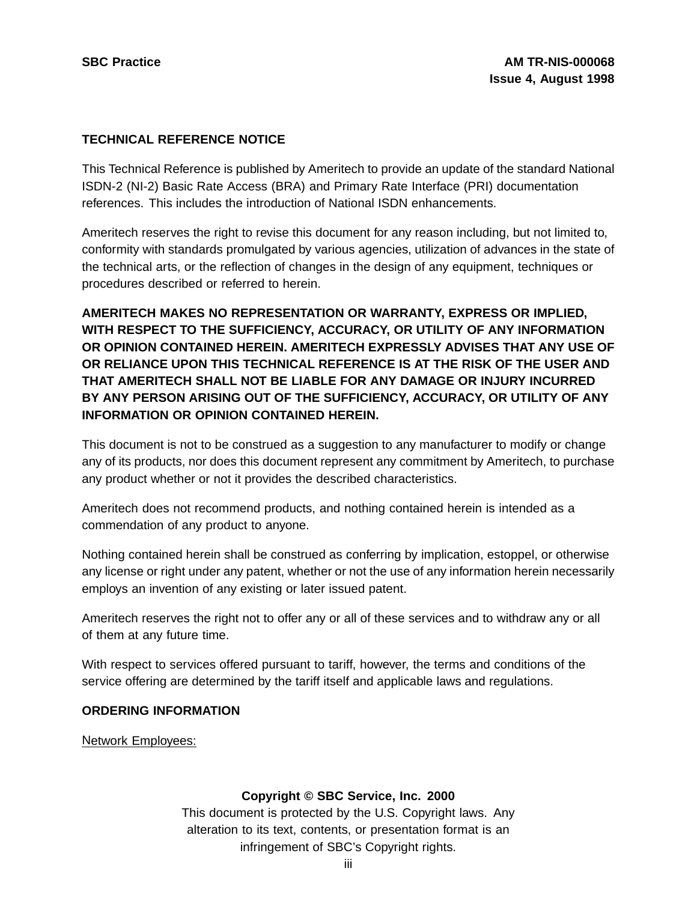## TECHNICAL REFERENCE NOTICE

This Technical Reference is published by Ameritech to provide an update of the standard National ISDN-2 (NI-2) Basic Rate Access (BRA) and Primary Rate Interface (PRI) documentation references. This includes the introduction of National ISDN enhancements.

Ameritech reserves the right to revise this document for any reason including, but not limited to, conformity with standards promulgated by various agencies, utilization of advances in the state of the technical arts, or the reflection of changes in the design of any equipment, techniques or procedures described or referred to herein.

**AMERITECH MAKES NO REPRESENTATION OR WARRANTY, EXPRESS OR IMPLIED, WITH RESPECT TO THE SUFFICIENCY, ACCURACY, OR UTILITY OF ANY INFORMATION OR OPINION CONTAINED HEREIN. AMERITECH EXPRESSLY ADVISES THAT ANY USE OF OR RELIANCE UPON THIS TECHNICAL REFERENCE IS AT THE RISK OF THE USER AND THAT AMERITECH SHALL NOT BE LIABLE FOR ANY DAMAGE OR INJURY INCURRED BY ANY PERSON ARISING OUT OF THE SUFFICIENCY, ACCURACY, OR UTILITY OF ANY INFORMATION OR OPINION CONTAINED HEREIN.**

This document is not to be construed as a suggestion to any manufacturer to modify or change any of its products, nor does this document represent any commitment by Ameritech, to purchase any product whether or not it provides the described characteristics.

Ameritech does not recommend products, and nothing contained herein is intended as a commendation of any product to anyone.

Nothing contained herein shall be construed as conferring by implication, estoppel, or otherwise any license or right under any patent, whether or not the use of any information herein necessarily employs an invention of any existing or later issued patent.

Ameritech reserves the right not to offer any or all of these services and to withdraw any or all of them at any future time.

With respect to services offered pursuant to tariff, however, the terms and conditions of the service offering are determined by the tariff itself and applicable laws and regulations.

## ORDERING INFORMATION

Network Employees:

**Copyright © SBC Service, Inc. 2000**

This document is protected by the U.S. Copyright laws. Any alteration to its text, contents, or presentation format is an infringement of SBC's Copyright rights.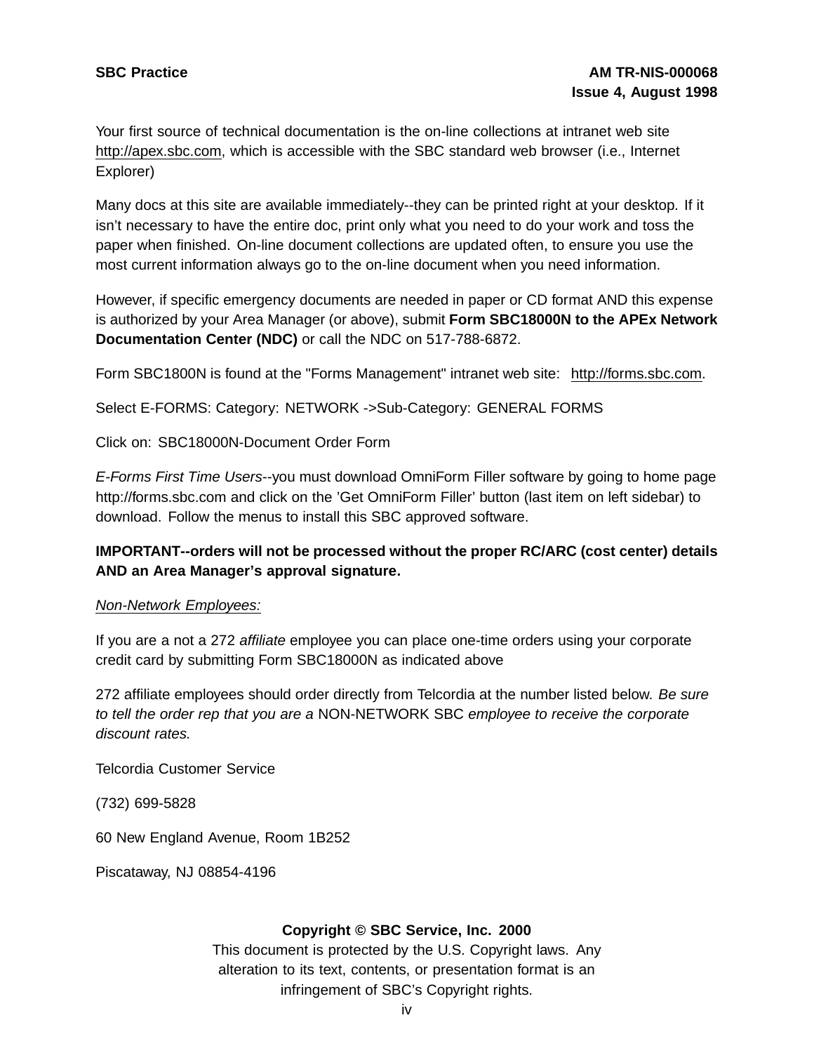Your first source of technical documentation is the on-line collections at intranet web site http://apex.sbc.com, which is accessible with the SBC standard web browser (i.e., Internet Explorer)

Many docs at this site are available immediately--they can be printed right at your desktop. If it isn't necessary to have the entire doc, print only what you need to do your work and toss the paper when finished. On-line document collections are updated often, to ensure you use the most current information always go to the on-line document when you need information.

However, if specific emergency documents are needed in paper or CD format AND this expense is authorized by your Area Manager (or above), submit **Form SBC18000N to the APEx Network Documentation Center (NDC)** or call the NDC on 517-788-6872.

Form SBC1800N is found at the "Forms Management" intranet web site: http://forms.sbc.com.

Select E-FORMS: Category: NETWORK ->Sub-Category: GENERAL FORMS

Click on: SBC18000N-Document Order Form

*E-Forms First Time Users*--you must download OmniForm Filler software by going to home page http://forms.sbc.com and click on the 'Get OmniForm Filler' button (last item on left sidebar) to download. Follow the menus to install this SBC approved software.

**IMPORTANT--orders will not be processed without the proper RC/ARC (cost center) details AND an Area Manager's approval signature.**

*Non-Network Employees:*

If you are a not a 272 *affiliate* employee you can place one-time orders using your corporate credit card by submitting Form SBC18000N as indicated above

272 affiliate employees should order directly from Telcordia at the number listed below. *Be sure to tell the order rep that you are a* NON-NETWORK SBC *employee to receive the corporate discount rates.*

Telcordia Customer Service

(732) 699-5828

60 New England Avenue, Room 1B252

Piscataway, NJ 08854-4196

**Copyright © SBC Service, Inc. 2000**

This document is protected by the U.S. Copyright laws. Any alteration to its text, contents, or presentation format is an infringement of SBC's Copyright rights.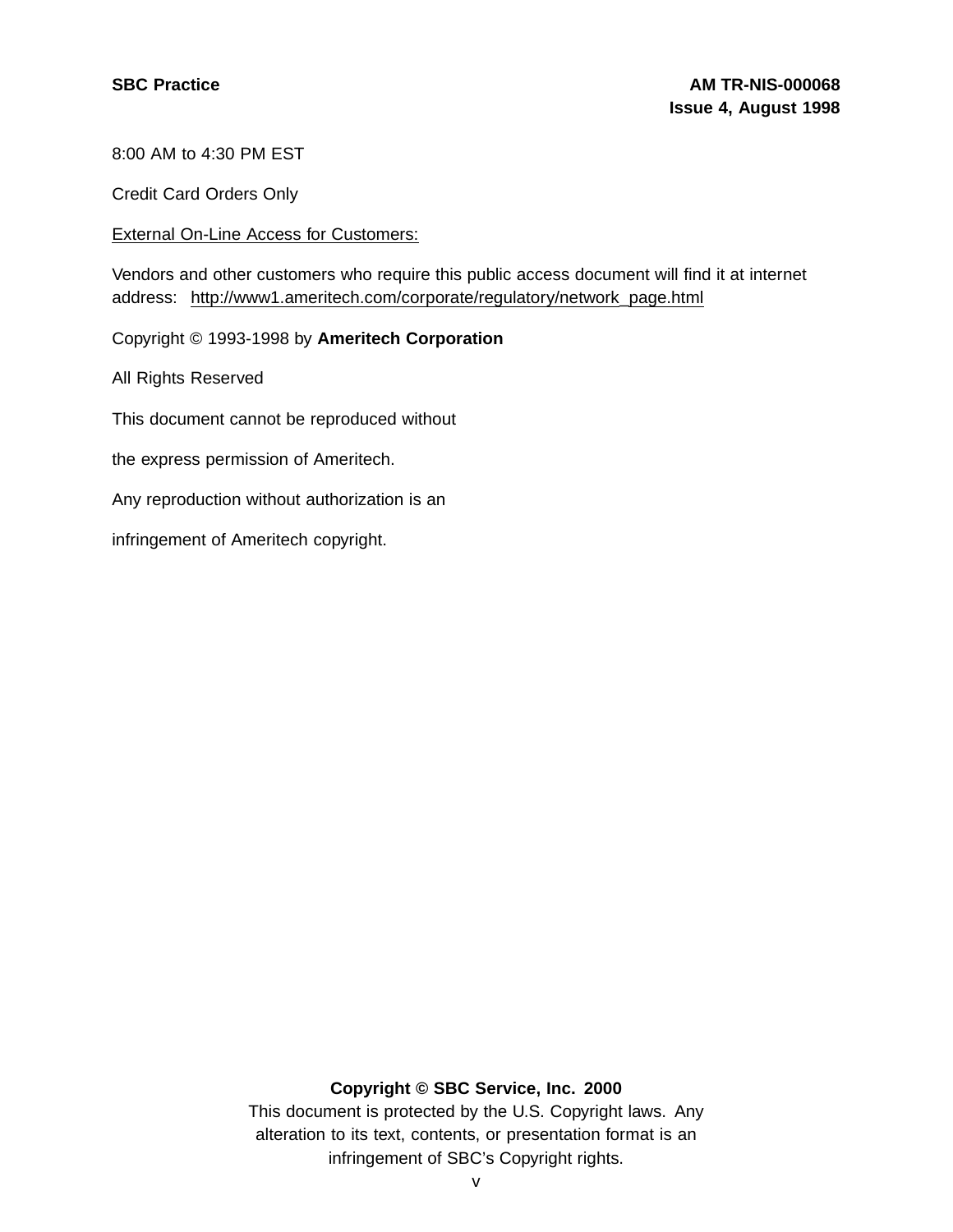8:00 AM to 4:30 PM EST

Credit Card Orders Only

External On-Line Access for Customers:

Vendors and other customers who require this public access document will find it at internet address: http://www1.ameritech.com/corporate/regulatory/network_page.html

Copyright © 1993-1998 by **Ameritech Corporation**

All Rights Reserved

This document cannot be reproduced without

the express permission of Ameritech.

Any reproduction without authorization is an

infringement of Ameritech copyright.

**Copyright © SBC Service, Inc. 2000**

This document is protected by the U.S. Copyright laws. Any alteration to its text, contents, or presentation format is an infringement of SBC's Copyright rights.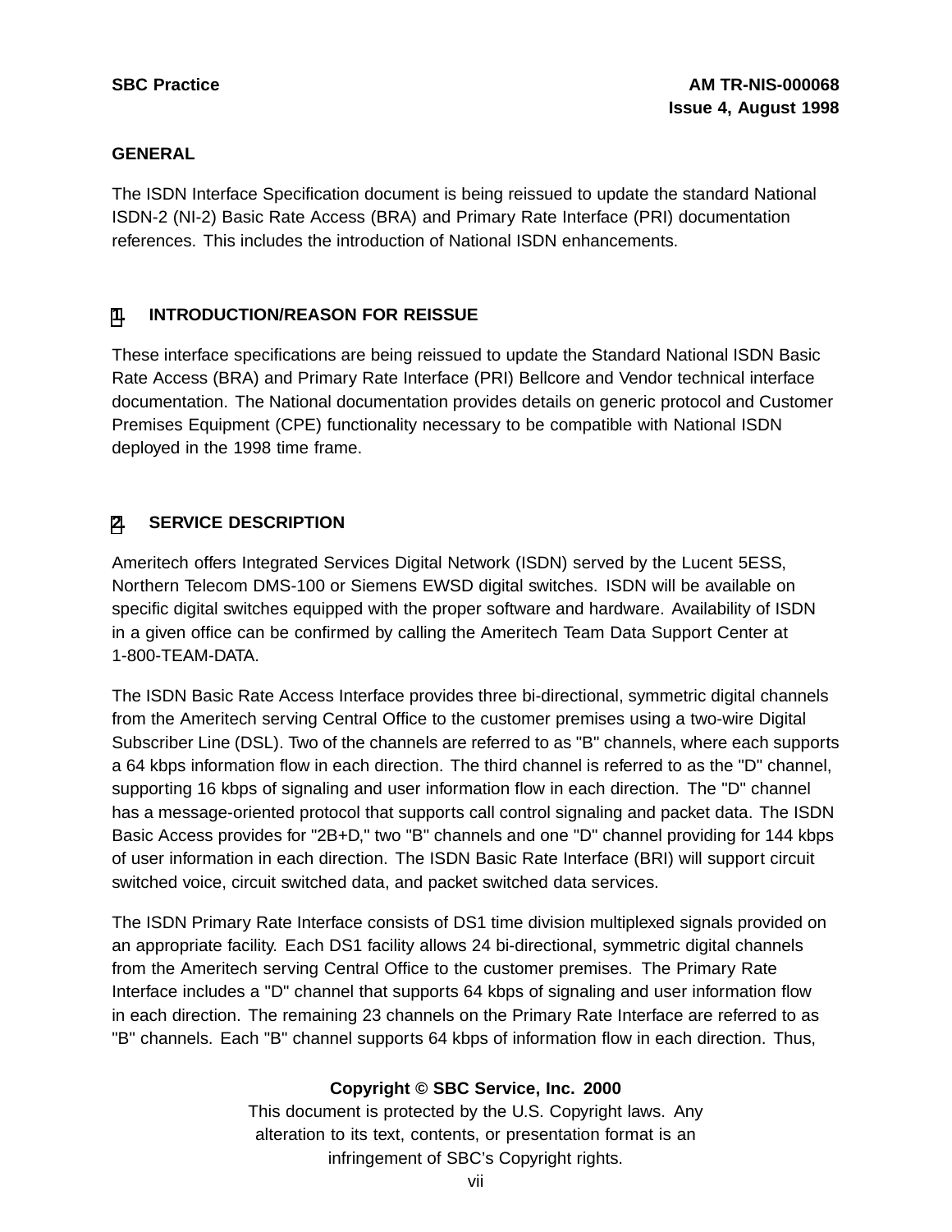## GENERAL

The ISDN Interface Specification document is being reissued to update the standard National ISDN-2 (NI-2) Basic Rate Access (BRA) and Primary Rate Interface (PRI) documentation references. This includes the introduction of National ISDN enhancements.

## 1. INTRODUCTION/REASON FOR REISSUE

These interface specifications are being reissued to update the Standard National ISDN Basic Rate Access (BRA) and Primary Rate Interface (PRI) Bellcore and Vendor technical interface documentation. The National documentation provides details on generic protocol and Customer Premises Equipment (CPE) functionality necessary to be compatible with National ISDN deployed in the 1998 time frame.

## 2. SERVICE DESCRIPTION

Ameritech offers Integrated Services Digital Network (ISDN) served by the Lucent 5ESS, Northern Telecom DMS-100 or Siemens EWSD digital switches. ISDN will be available on specific digital switches equipped with the proper software and hardware. Availability of ISDN in a given office can be confirmed by calling the Ameritech Team Data Support Center at 1-800-TEAM-DATA.

The ISDN Basic Rate Access Interface provides three bi-directional, symmetric digital channels from the Ameritech serving Central Office to the customer premises using a two-wire Digital Subscriber Line (DSL). Two of the channels are referred to as "B" channels, where each supports a 64 kbps information flow in each direction. The third channel is referred to as the "D" channel, supporting 16 kbps of signaling and user information flow in each direction. The "D" channel has a message-oriented protocol that supports call control signaling and packet data. The ISDN Basic Access provides for "2B+D," two "B" channels and one "D" channel providing for 144 kbps of user information in each direction. The ISDN Basic Rate Interface (BRI) will support circuit switched voice, circuit switched data, and packet switched data services.

The ISDN Primary Rate Interface consists of DS1 time division multiplexed signals provided on an appropriate facility. Each DS1 facility allows 24 bi-directional, symmetric digital channels from the Ameritech serving Central Office to the customer premises. The Primary Rate Interface includes a "D" channel that supports 64 kbps of signaling and user information flow in each direction. The remaining 23 channels on the Primary Rate Interface are referred to as "B" channels. Each "B" channel supports 64 kbps of information flow in each direction. Thus,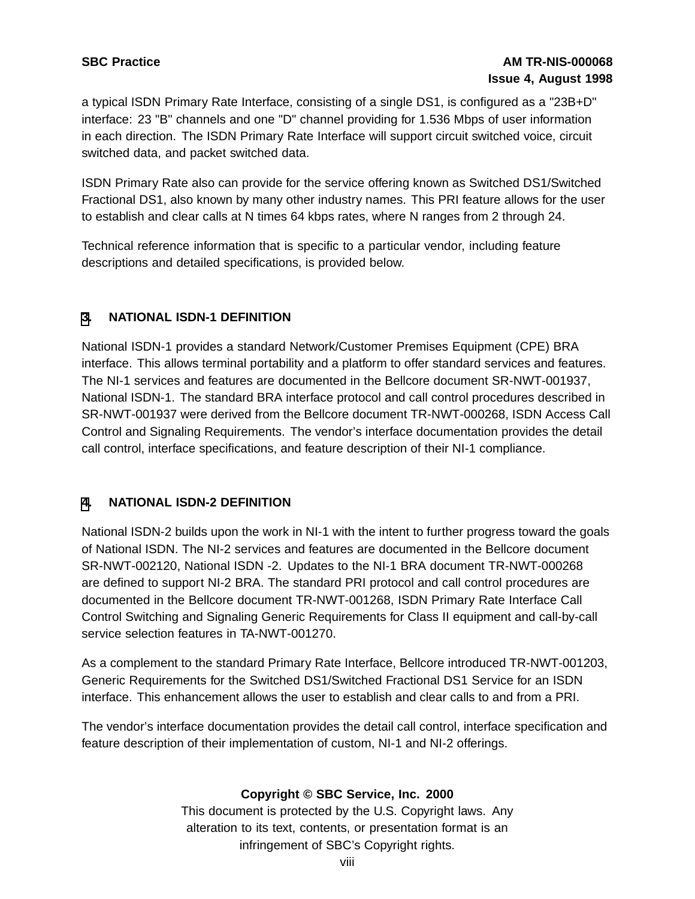a typical ISDN Primary Rate Interface, consisting of a single DS1, is configured as a "23B+D" interface: 23 "B" channels and one "D" channel providing for 1.536 Mbps of user information in each direction. The ISDN Primary Rate Interface will support circuit switched voice, circuit switched data, and packet switched data.

ISDN Primary Rate also can provide for the service offering known as Switched DS1/Switched Fractional DS1, also known by many other industry names. This PRI feature allows for the user to establish and clear calls at N times 64 kbps rates, where N ranges from 2 through 24.

Technical reference information that is specific to a particular vendor, including feature descriptions and detailed specifications, is provided below.

## 3. NATIONAL ISDN-1 DEFINITION

National ISDN-1 provides a standard Network/Customer Premises Equipment (CPE) BRA interface. This allows terminal portability and a platform to offer standard services and features. The NI-1 services and features are documented in the Bellcore document SR-NWT-001937, National ISDN-1. The standard BRA interface protocol and call control procedures described in SR-NWT-001937 were derived from the Bellcore document TR-NWT-000268, ISDN Access Call Control and Signaling Requirements. The vendor's interface documentation provides the detail call control, interface specifications, and feature description of their NI-1 compliance.

## 4. NATIONAL ISDN-2 DEFINITION

National ISDN-2 builds upon the work in NI-1 with the intent to further progress toward the goals of National ISDN. The NI-2 services and features are documented in the Bellcore document SR-NWT-002120, National ISDN -2. Updates to the NI-1 BRA document TR-NWT-000268 are defined to support NI-2 BRA. The standard PRI protocol and call control procedures are documented in the Bellcore document TR-NWT-001268, ISDN Primary Rate Interface Call Control Switching and Signaling Generic Requirements for Class II equipment and call-by-call service selection features in TA-NWT-001270.

As a complement to the standard Primary Rate Interface, Bellcore introduced TR-NWT-001203, Generic Requirements for the Switched DS1/Switched Fractional DS1 Service for an ISDN interface. This enhancement allows the user to establish and clear calls to and from a PRI.

The vendor's interface documentation provides the detail call control, interface specification and feature description of their implementation of custom, NI-1 and NI-2 offerings.

**Copyright © SBC Service, Inc. 2000**
This document is protected by the U.S. Copyright laws. Any alteration to its text, contents, or presentation format is an infringement of SBC's Copyright rights.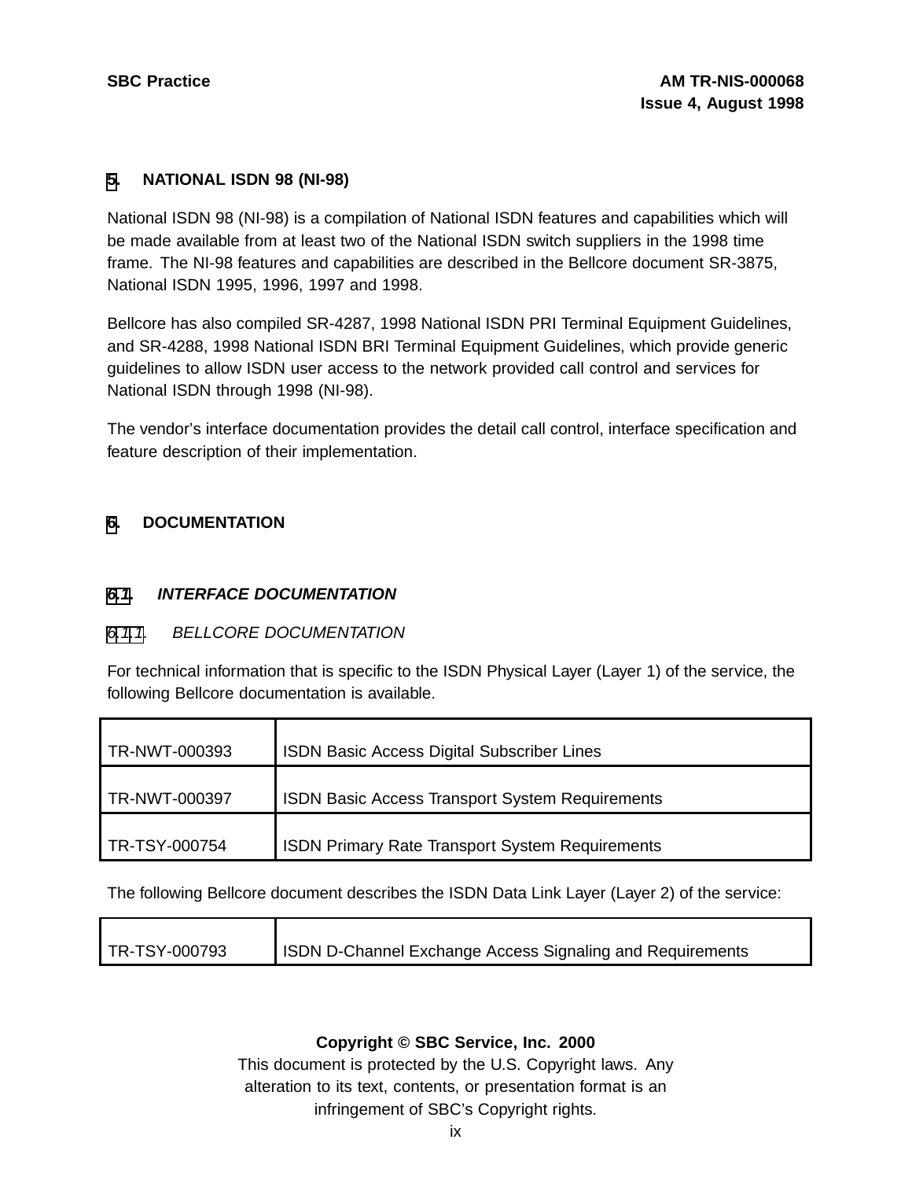## 5. NATIONAL ISDN 98 (NI-98)

National ISDN 98 (NI-98) is a compilation of National ISDN features and capabilities which will be made available from at least two of the National ISDN switch suppliers in the 1998 time frame. The NI-98 features and capabilities are described in the Bellcore document SR-3875, National ISDN 1995, 1996, 1997 and 1998.

Bellcore has also compiled SR-4287, 1998 National ISDN PRI Terminal Equipment Guidelines, and SR-4288, 1998 National ISDN BRI Terminal Equipment Guidelines, which provide generic guidelines to allow ISDN user access to the network provided call control and services for National ISDN through 1998 (NI-98).

The vendor's interface documentation provides the detail call control, interface specification and feature description of their implementation.

## 6. DOCUMENTATION

### 6.1. *INTERFACE DOCUMENTATION*

#### 6.1.1. *BELLCORE DOCUMENTATION*

For technical information that is specific to the ISDN Physical Layer (Layer 1) of the service, the following Bellcore documentation is available.

| | |
|---|---|
| TR-NWT-000393 | ISDN Basic Access Digital Subscriber Lines |
| TR-NWT-000397 | ISDN Basic Access Transport System Requirements |
| TR-TSY-000754 | ISDN Primary Rate Transport System Requirements |

The following Bellcore document describes the ISDN Data Link Layer (Layer 2) of the service:

| | |
|---|---|
| TR-TSY-000793 | ISDN D-Channel Exchange Access Signaling and Requirements |

**Copyright © SBC Service, Inc. 2000**
This document is protected by the U.S. Copyright laws. Any alteration to its text, contents, or presentation format is an infringement of SBC's Copyright rights.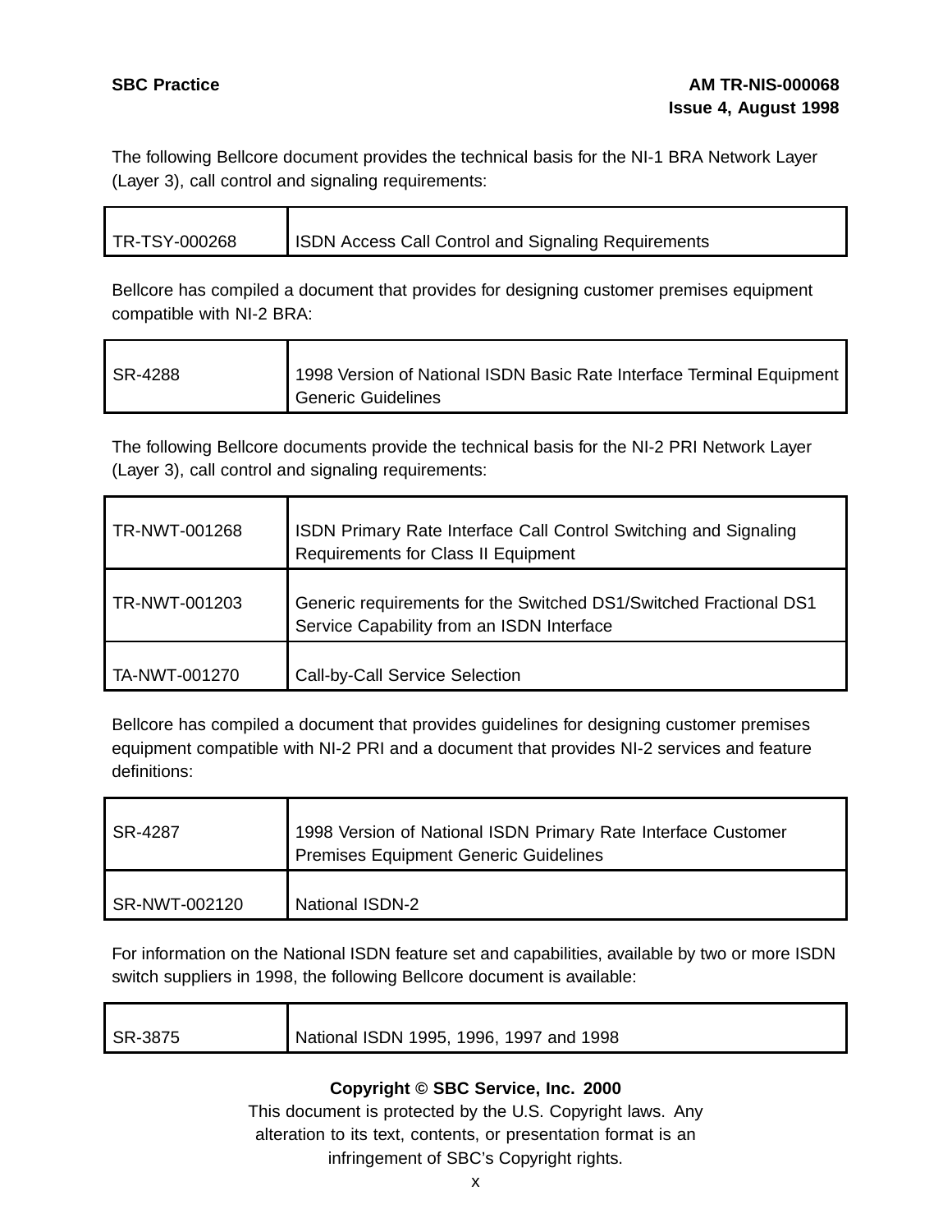The following Bellcore document provides the technical basis for the NI-1 BRA Network Layer (Layer 3), call control and signaling requirements:

| | |
|---|---|
| TR-TSY-000268 | ISDN Access Call Control and Signaling Requirements |

Bellcore has compiled a document that provides for designing customer premises equipment compatible with NI-2 BRA:

| | |
|---|---|
| SR-4288 | 1998 Version of National ISDN Basic Rate Interface Terminal Equipment Generic Guidelines |

The following Bellcore documents provide the technical basis for the NI-2 PRI Network Layer (Layer 3), call control and signaling requirements:

| | |
|---|---|
| TR-NWT-001268 | ISDN Primary Rate Interface Call Control Switching and Signaling Requirements for Class II Equipment |
| TR-NWT-001203 | Generic requirements for the Switched DS1/Switched Fractional DS1 Service Capability from an ISDN Interface |
| TA-NWT-001270 | Call-by-Call Service Selection |

Bellcore has compiled a document that provides guidelines for designing customer premises equipment compatible with NI-2 PRI and a document that provides NI-2 services and feature definitions:

| | |
|---|---|
| SR-4287 | 1998 Version of National ISDN Primary Rate Interface Customer Premises Equipment Generic Guidelines |
| SR-NWT-002120 | National ISDN-2 |

For information on the National ISDN feature set and capabilities, available by two or more ISDN switch suppliers in 1998, the following Bellcore document is available:

| | |
|---|---|
| SR-3875 | National ISDN 1995, 1996, 1997 and 1998 |

**Copyright © SBC Service, Inc. 2000**

This document is protected by the U.S. Copyright laws. Any alteration to its text, contents, or presentation format is an infringement of SBC's Copyright rights.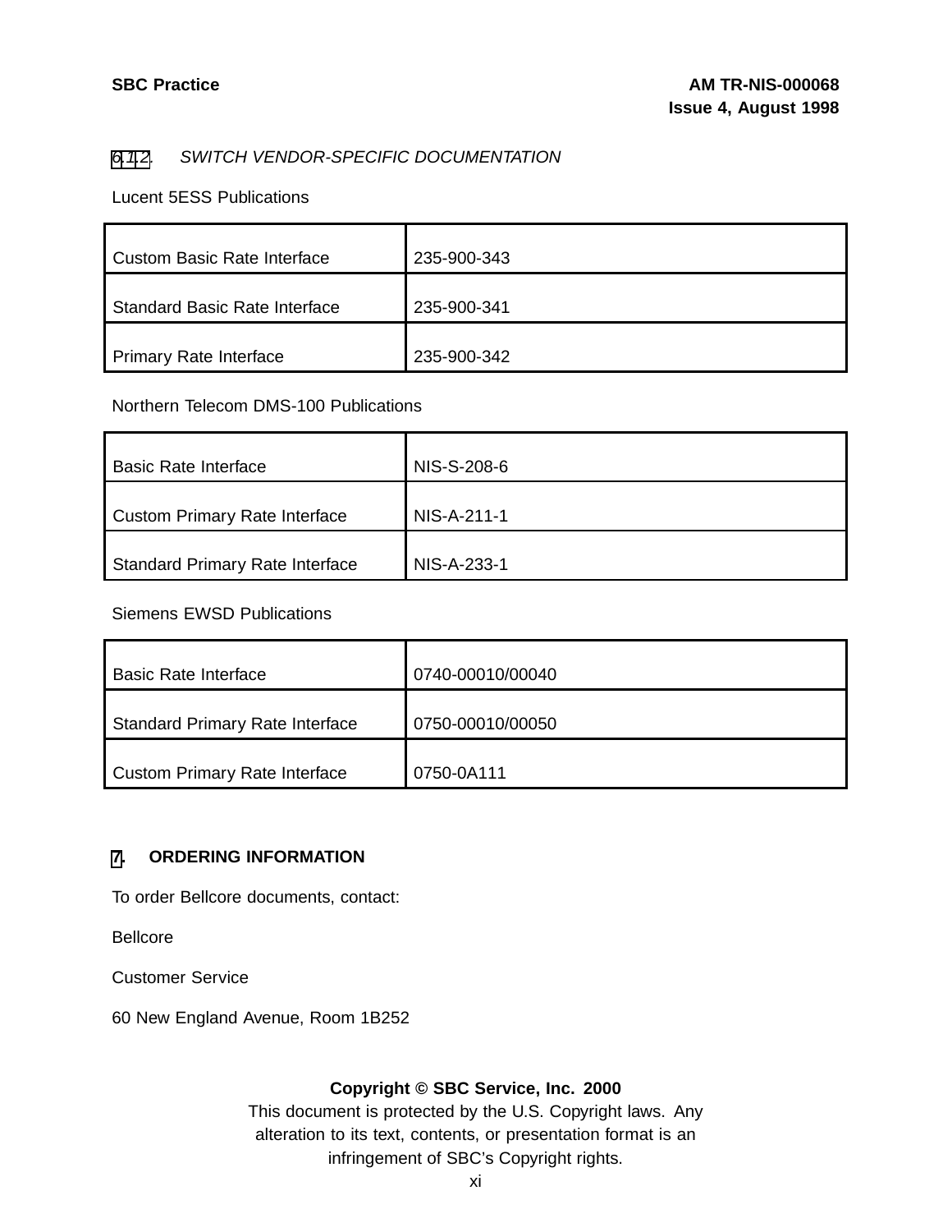#### 6.1.2. *SWITCH VENDOR-SPECIFIC DOCUMENTATION*

Lucent 5ESS Publications

| | |
|---|---|
| Custom Basic Rate Interface | 235-900-343 |
| Standard Basic Rate Interface | 235-900-341 |
| Primary Rate Interface | 235-900-342 |

Northern Telecom DMS-100 Publications

| | |
|---|---|
| Basic Rate Interface | NIS-S-208-6 |
| Custom Primary Rate Interface | NIS-A-211-1 |
| Standard Primary Rate Interface | NIS-A-233-1 |

Siemens EWSD Publications

| | |
|---|---|
| Basic Rate Interface | 0740-00010/00040 |
| Standard Primary Rate Interface | 0750-00010/00050 |
| Custom Primary Rate Interface | 0750-0A111 |

## 7. ORDERING INFORMATION

To order Bellcore documents, contact:

Bellcore

Customer Service

60 New England Avenue, Room 1B252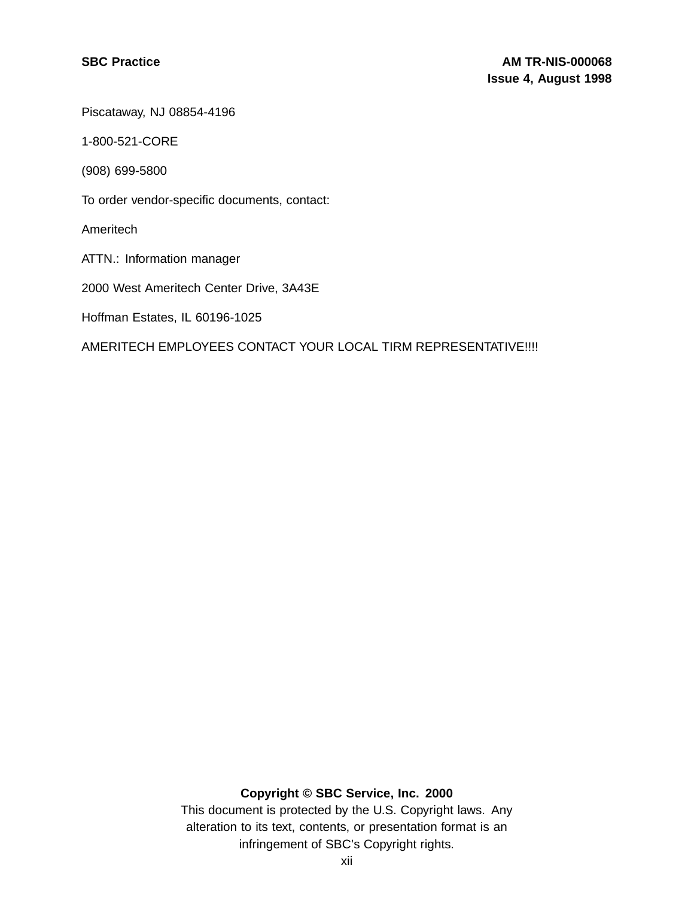Piscataway, NJ 08854-4196

1-800-521-CORE

(908) 699-5800

To order vendor-specific documents, contact:

Ameritech

ATTN.: Information manager

2000 West Ameritech Center Drive, 3A43E

Hoffman Estates, IL 60196-1025

AMERITECH EMPLOYEES CONTACT YOUR LOCAL TIRM REPRESENTATIVE!!!!